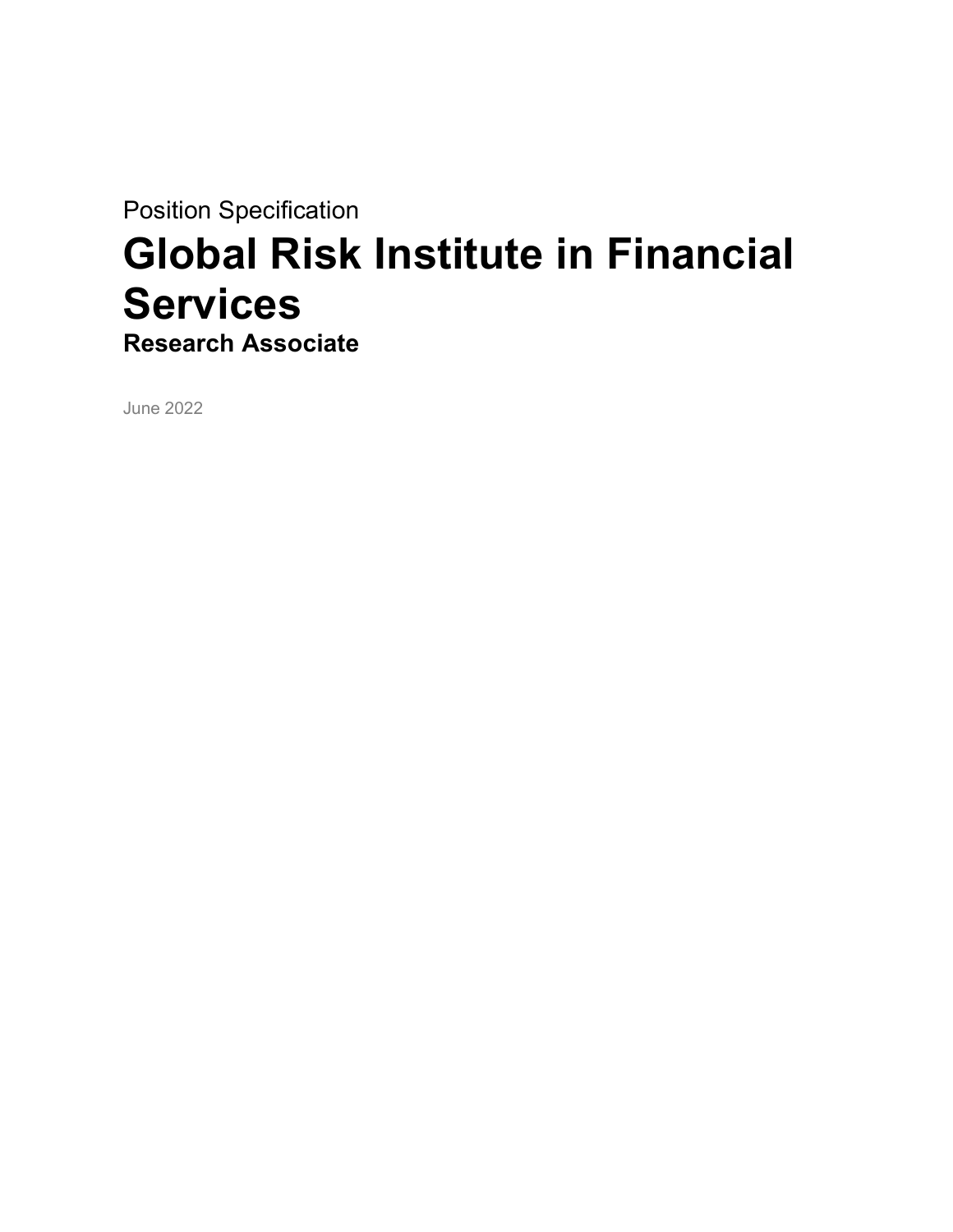Position Specification

# Global Risk Institute in Financial Services

## Research Associate

June 2022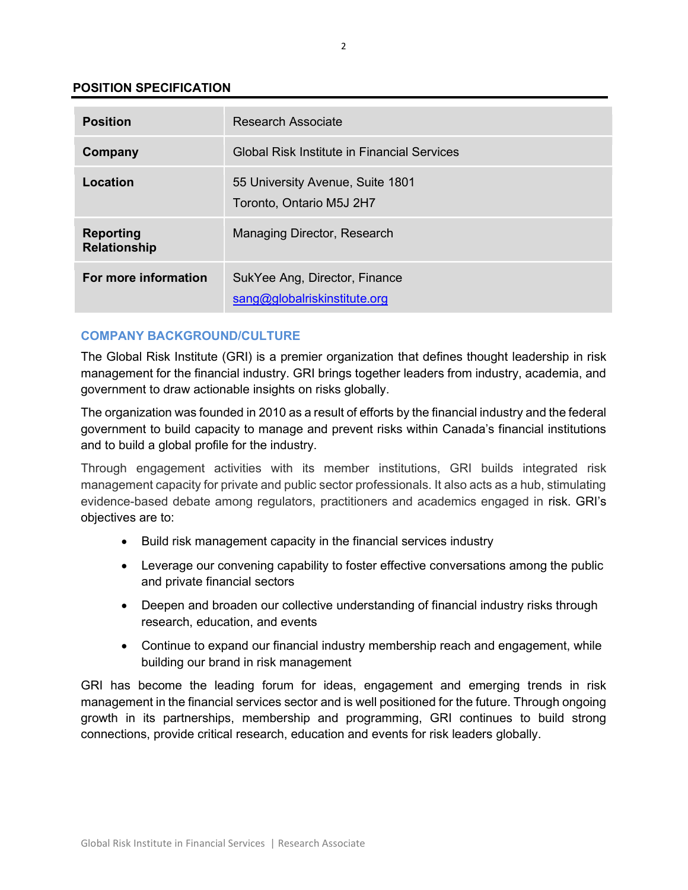## POSITION SPECIFICATION

| | |
|---|---|
| **Position** | Research Associate |
| **Company** | Global Risk Institute in Financial Services |
| **Location** | 55 University Avenue, Suite 1801<br>Toronto, Ontario M5J 2H7 |
| **Reporting Relationship** | Managing Director, Research |
| **For more information** | SukYee Ang, Director, Finance<br>sang@globalriskinstitute.org |

### COMPANY BACKGROUND/CULTURE

The Global Risk Institute (GRI) is a premier organization that defines thought leadership in risk management for the financial industry. GRI brings together leaders from industry, academia, and government to draw actionable insights on risks globally.

The organization was founded in 2010 as a result of efforts by the financial industry and the federal government to build capacity to manage and prevent risks within Canada's financial institutions and to build a global profile for the industry.

Through engagement activities with its member institutions, GRI builds integrated risk management capacity for private and public sector professionals. It also acts as a hub, stimulating evidence-based debate among regulators, practitioners and academics engaged in risk. GRI's objectives are to:

- Build risk management capacity in the financial services industry
- Leverage our convening capability to foster effective conversations among the public and private financial sectors
- Deepen and broaden our collective understanding of financial industry risks through research, education, and events
- Continue to expand our financial industry membership reach and engagement, while building our brand in risk management

GRI has become the leading forum for ideas, engagement and emerging trends in risk management in the financial services sector and is well positioned for the future. Through ongoing growth in its partnerships, membership and programming, GRI continues to build strong connections, provide critical research, education and events for risk leaders globally.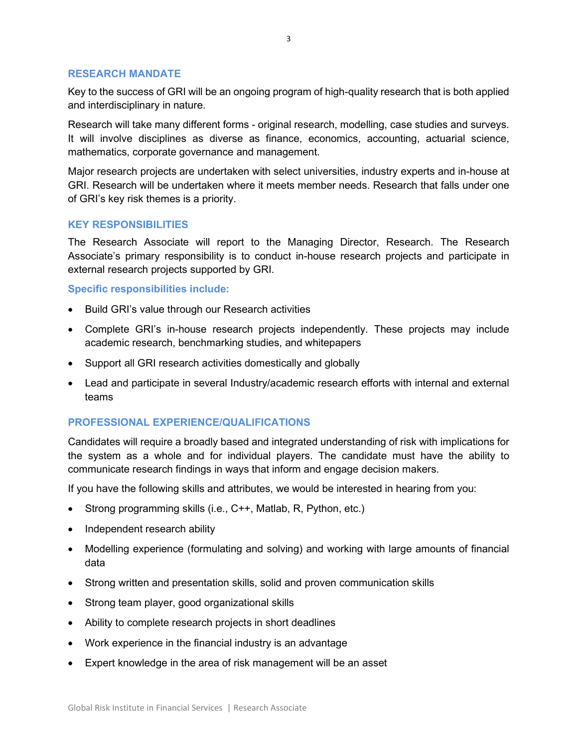## RESEARCH MANDATE

Key to the success of GRI will be an ongoing program of high-quality research that is both applied and interdisciplinary in nature.

Research will take many different forms - original research, modelling, case studies and surveys. It will involve disciplines as diverse as finance, economics, accounting, actuarial science, mathematics, corporate governance and management.

Major research projects are undertaken with select universities, industry experts and in-house at GRI. Research will be undertaken where it meets member needs. Research that falls under one of GRI's key risk themes is a priority.

## KEY RESPONSIBILITIES

The Research Associate will report to the Managing Director, Research. The Research Associate's primary responsibility is to conduct in-house research projects and participate in external research projects supported by GRI.

### Specific responsibilities include:

- Build GRI's value through our Research activities
- Complete GRI's in-house research projects independently. These projects may include academic research, benchmarking studies, and whitepapers
- Support all GRI research activities domestically and globally
- Lead and participate in several Industry/academic research efforts with internal and external teams

## PROFESSIONAL EXPERIENCE/QUALIFICATIONS

Candidates will require a broadly based and integrated understanding of risk with implications for the system as a whole and for individual players. The candidate must have the ability to communicate research findings in ways that inform and engage decision makers.

If you have the following skills and attributes, we would be interested in hearing from you:

- Strong programming skills (i.e., C++, Matlab, R, Python, etc.)
- Independent research ability
- Modelling experience (formulating and solving) and working with large amounts of financial data
- Strong written and presentation skills, solid and proven communication skills
- Strong team player, good organizational skills
- Ability to complete research projects in short deadlines
- Work experience in the financial industry is an advantage
- Expert knowledge in the area of risk management will be an asset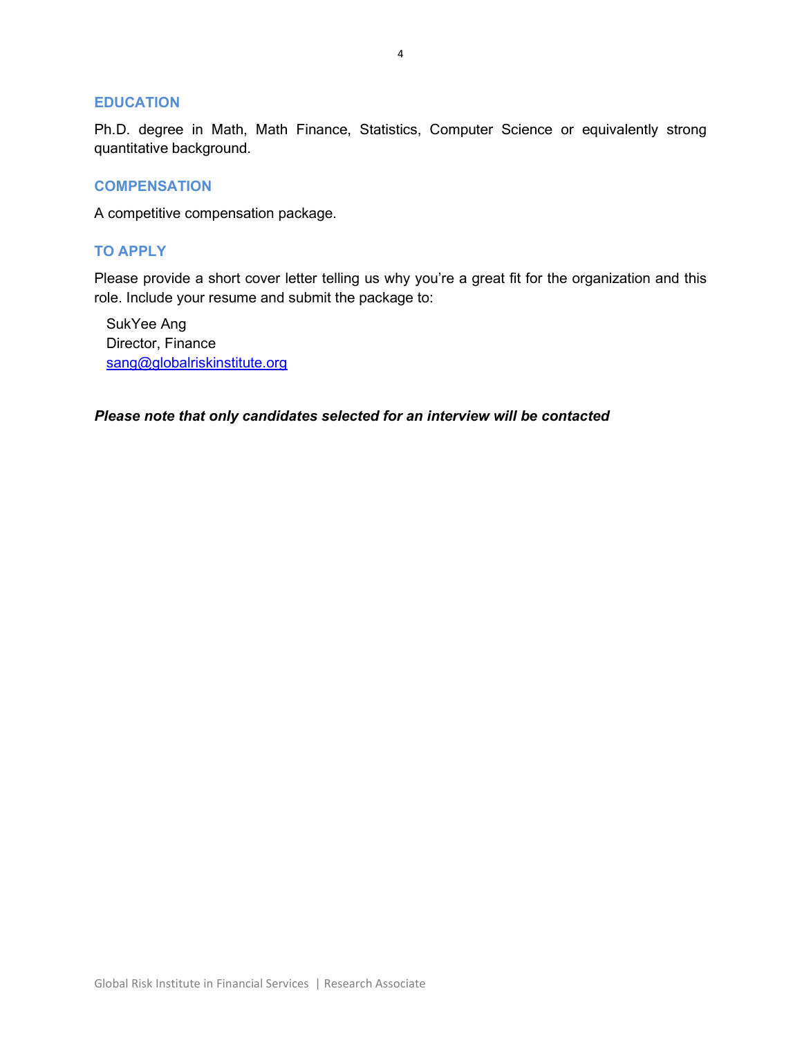## EDUCATION

Ph.D. degree in Math, Math Finance, Statistics, Computer Science or equivalently strong quantitative background.

## COMPENSATION

A competitive compensation package.

## TO APPLY

Please provide a short cover letter telling us why you're a great fit for the organization and this role. Include your resume and submit the package to:

SukYee Ang
Director, Finance
sang@globalriskinstitute.org

***Please note that only candidates selected for an interview will be contacted***